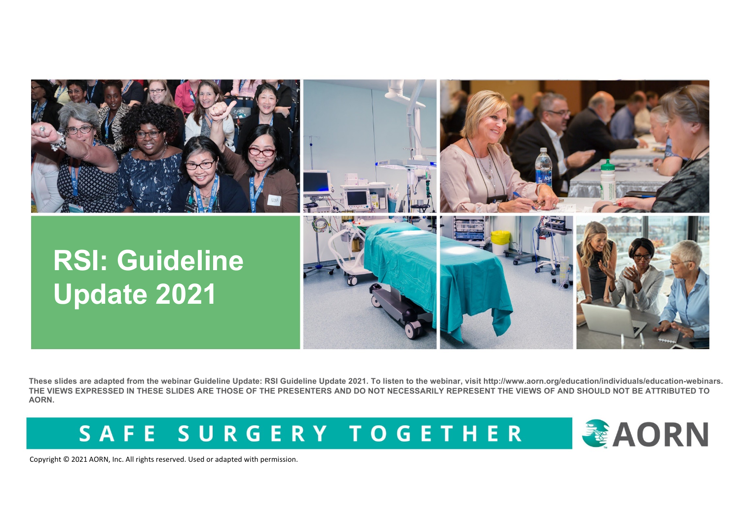# RSI: Guideline Update 2021

**These slides are adapted from the webinar Guideline Update: RSI Guideline Update 2021. To listen to the webinar, visit http://www.aorn.org/education/individuals/education-webinars. THE VIEWS EXPRESSED IN THESE SLIDES ARE THOSE OF THE PRESENTERS AND DO NOT NECESSARILY REPRESENT THE VIEWS OF AND SHOULD NOT BE ATTRIBUTED TO AORN.**

SAFE SURGERY TOGETHER

AORN

Copyright © 2021 AORN, Inc. All rights reserved. Used or adapted with permission.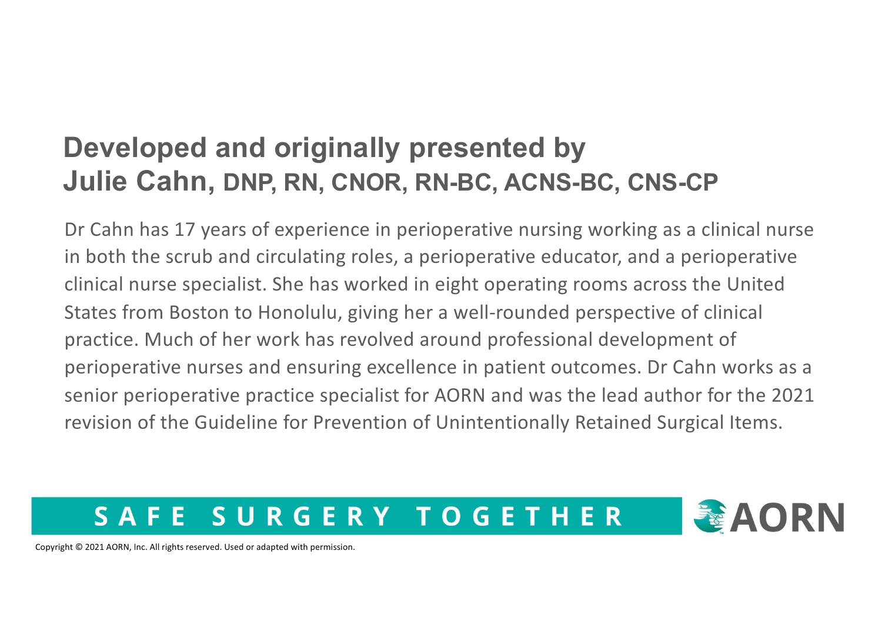## Developed and originally presented by
## Julie Cahn, DNP, RN, CNOR, RN-BC, ACNS-BC, CNS-CP

Dr Cahn has 17 years of experience in perioperative nursing working as a clinical nurse in both the scrub and circulating roles, a perioperative educator, and a perioperative clinical nurse specialist. She has worked in eight operating rooms across the United States from Boston to Honolulu, giving her a well-rounded perspective of clinical practice. Much of her work has revolved around professional development of perioperative nurses and ensuring excellence in patient outcomes. Dr Cahn works as a senior perioperative practice specialist for AORN and was the lead author for the 2021 revision of the Guideline for Prevention of Unintentionally Retained Surgical Items.

SAFE SURGERY TOGETHER

AORN

Copyright © 2021 AORN, Inc. All rights reserved. Used or adapted with permission.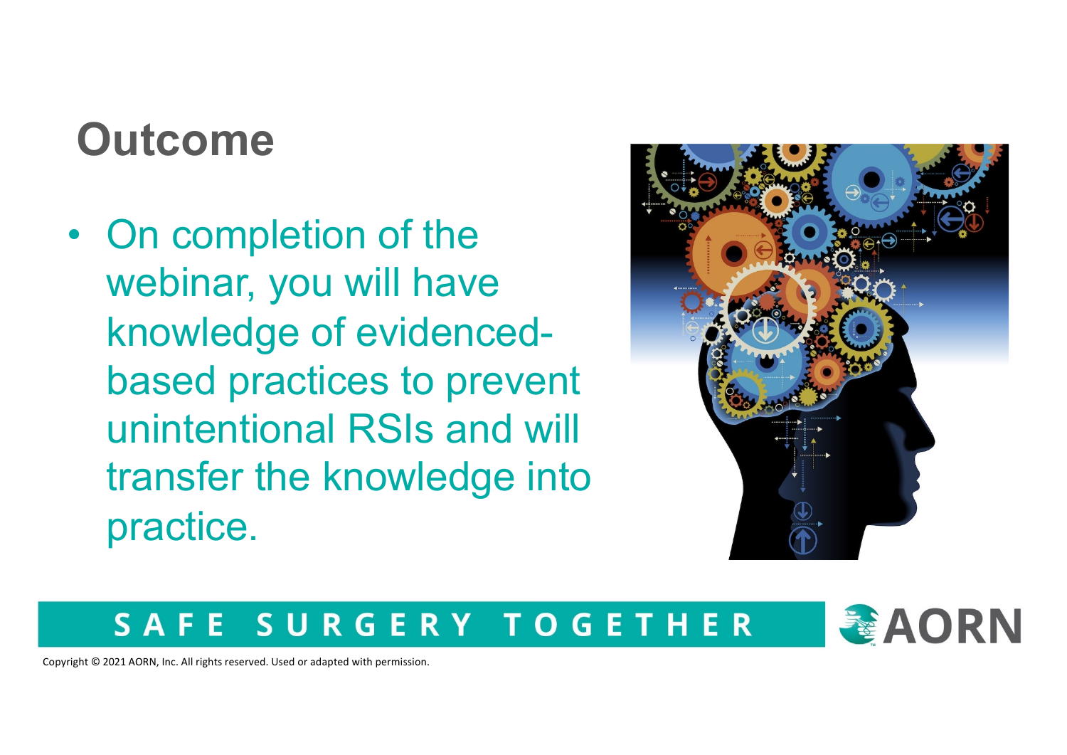# Outcome

- On completion of the webinar, you will have knowledge of evidenced-based practices to prevent unintentional RSIs and will transfer the knowledge into practice.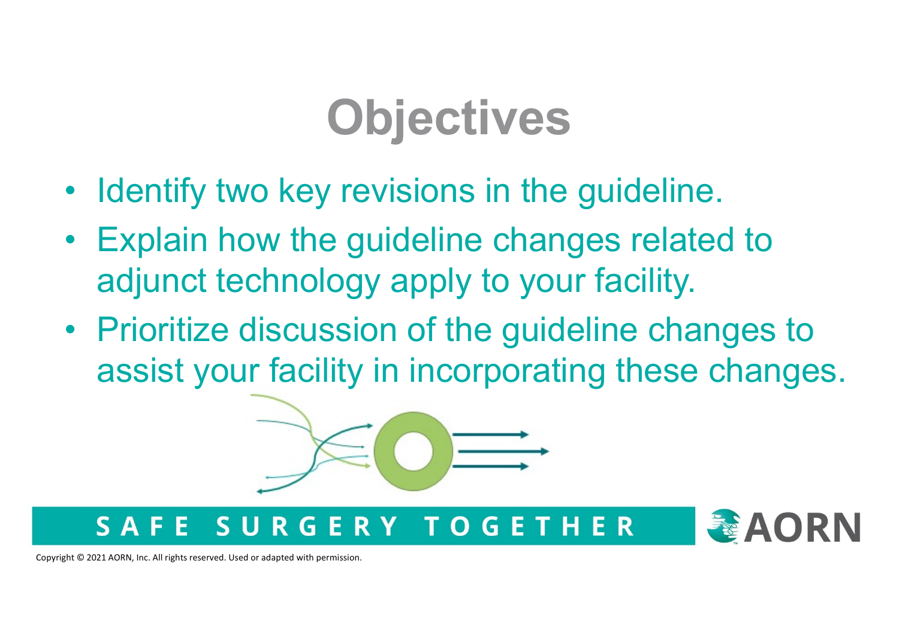# Objectives

- Identify two key revisions in the guideline.
- Explain how the guideline changes related to adjunct technology apply to your facility.
- Prioritize discussion of the guideline changes to assist your facility in incorporating these changes.

SAFE SURGERY TOGETHER

Copyright © 2021 AORN, Inc. All rights reserved. Used or adapted with permission.